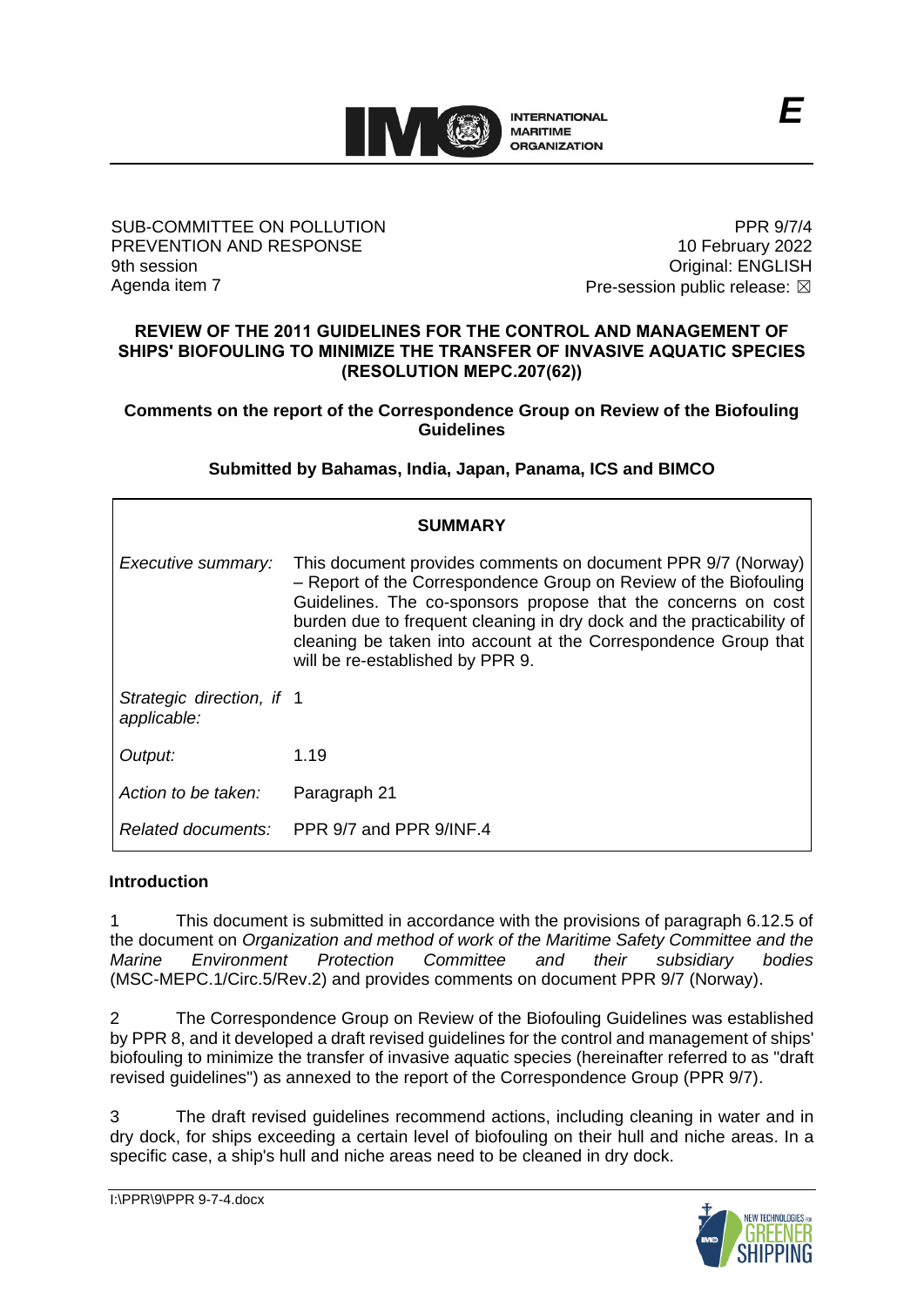E

SUB-COMMITTEE ON POLLUTION PREVENTION AND RESPONSE
9th session
Agenda item 7

PPR 9/7/4
10 February 2022
Original: ENGLISH
Pre-session public release: ☒

**REVIEW OF THE 2011 GUIDELINES FOR THE CONTROL AND MANAGEMENT OF SHIPS' BIOFOULING TO MINIMIZE THE TRANSFER OF INVASIVE AQUATIC SPECIES (RESOLUTION MEPC.207(62))**

**Comments on the report of the Correspondence Group on Review of the Biofouling Guidelines**

**Submitted by Bahamas, India, Japan, Panama, ICS and BIMCO**

| **SUMMARY** | |
|---|---|
| *Executive summary:* | This document provides comments on document PPR 9/7 (Norway) – Report of the Correspondence Group on Review of the Biofouling Guidelines. The co-sponsors propose that the concerns on cost burden due to frequent cleaning in dry dock and the practicability of cleaning be taken into account at the Correspondence Group that will be re-established by PPR 9. |
| *Strategic direction, if applicable:* | 1 |
| *Output:* | 1.19 |
| *Action to be taken:* | Paragraph 21 |
| *Related documents:* | PPR 9/7 and PPR 9/INF.4 |

## Introduction

1 This document is submitted in accordance with the provisions of paragraph 6.12.5 of the document on *Organization and method of work of the Maritime Safety Committee and the Marine Environment Protection Committee and their subsidiary bodies* (MSC-MEPC.1/Circ.5/Rev.2) and provides comments on document PPR 9/7 (Norway).

2 The Correspondence Group on Review of the Biofouling Guidelines was established by PPR 8, and it developed a draft revised guidelines for the control and management of ships' biofouling to minimize the transfer of invasive aquatic species (hereinafter referred to as "draft revised guidelines") as annexed to the report of the Correspondence Group (PPR 9/7).

3 The draft revised guidelines recommend actions, including cleaning in water and in dry dock, for ships exceeding a certain level of biofouling on their hull and niche areas. In a specific case, a ship's hull and niche areas need to be cleaned in dry dock.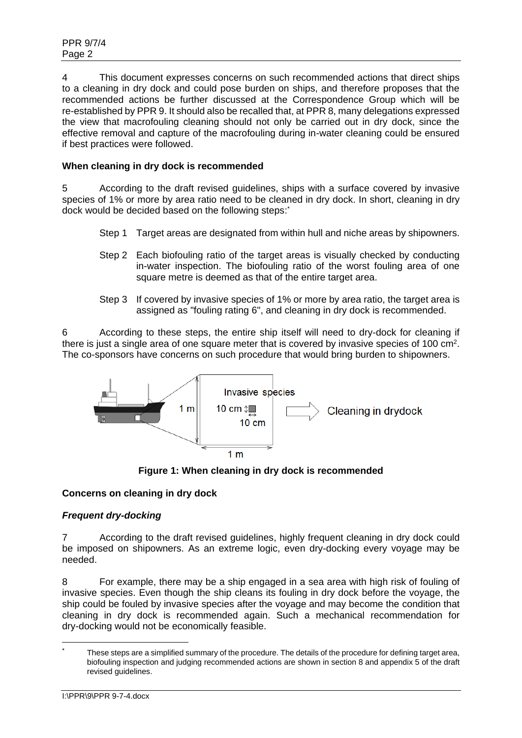4 This document expresses concerns on such recommended actions that direct ships to a cleaning in dry dock and could pose burden on ships, and therefore proposes that the recommended actions be further discussed at the Correspondence Group which will be re-established by PPR 9. It should also be recalled that, at PPR 8, many delegations expressed the view that macrofouling cleaning should not only be carried out in dry dock, since the effective removal and capture of the macrofouling during in-water cleaning could be ensured if best practices were followed.

**When cleaning in dry dock is recommended**

5 According to the draft revised guidelines, ships with a surface covered by invasive species of 1% or more by area ratio need to be cleaned in dry dock. In short, cleaning in dry dock would be decided based on the following steps:*

Step 1 Target areas are designated from within hull and niche areas by shipowners.

Step 2 Each biofouling ratio of the target areas is visually checked by conducting in-water inspection. The biofouling ratio of the worst fouling area of one square metre is deemed as that of the entire target area.

Step 3 If covered by invasive species of 1% or more by area ratio, the target area is assigned as "fouling rating 6", and cleaning in dry dock is recommended.

6 According to these steps, the entire ship itself will need to dry-dock for cleaning if there is just a single area of one square meter that is covered by invasive species of 100 cm$^2$. The co-sponsors have concerns on such procedure that would bring burden to shipowners.

Invasive species
1 m
10 cm
10 cm
1 m
Cleaning in drydock

**Figure 1: When cleaning in dry dock is recommended**

**Concerns on cleaning in dry dock**

***Frequent dry-docking***

7 According to the draft revised guidelines, highly frequent cleaning in dry dock could be imposed on shipowners. As an extreme logic, even dry-docking every voyage may be needed.

8 For example, there may be a ship engaged in a sea area with high risk of fouling of invasive species. Even though the ship cleans its fouling in dry dock before the voyage, the ship could be fouled by invasive species after the voyage and may become the condition that cleaning in dry dock is recommended again. Such a mechanical recommendation for dry-docking would not be economically feasible.

---

* These steps are a simplified summary of the procedure. The details of the procedure for defining target area, biofouling inspection and judging recommended actions are shown in section 8 and appendix 5 of the draft revised guidelines.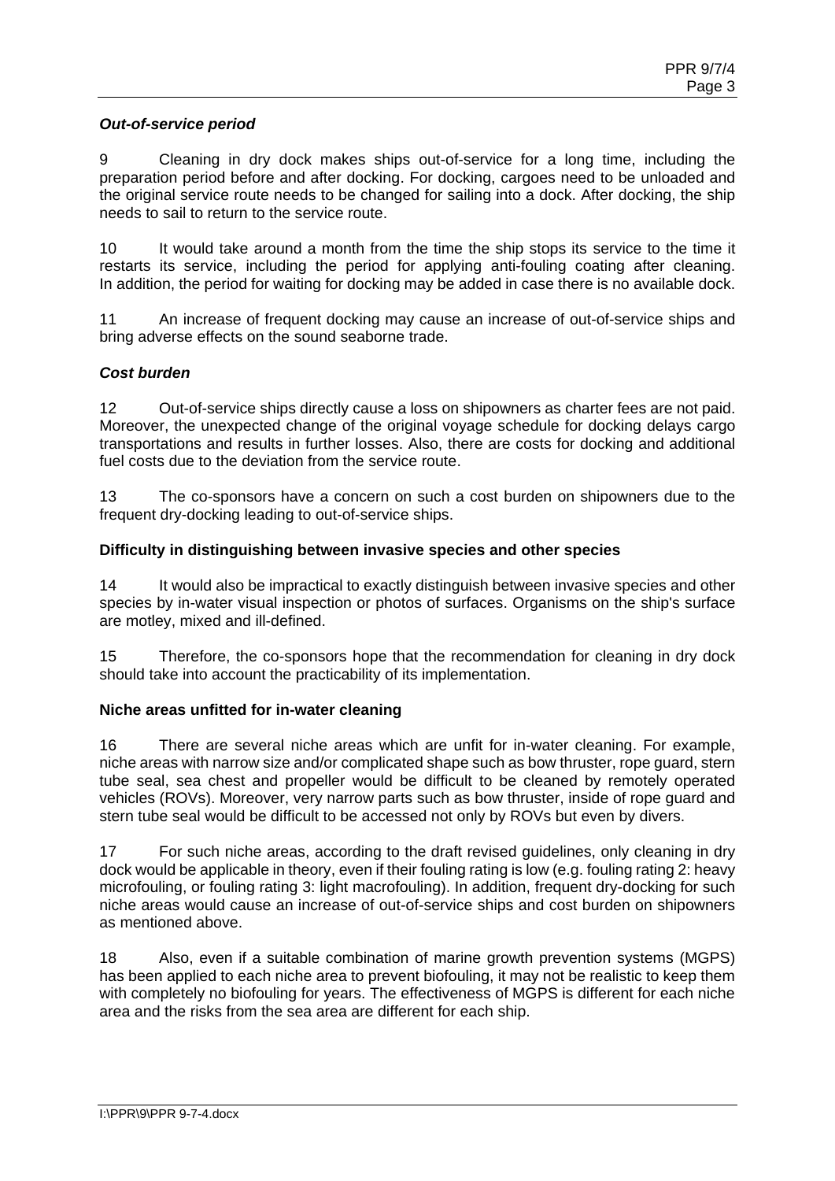***Out-of-service period***

9 Cleaning in dry dock makes ships out-of-service for a long time, including the preparation period before and after docking. For docking, cargoes need to be unloaded and the original service route needs to be changed for sailing into a dock. After docking, the ship needs to sail to return to the service route.

10 It would take around a month from the time the ship stops its service to the time it restarts its service, including the period for applying anti-fouling coating after cleaning. In addition, the period for waiting for docking may be added in case there is no available dock.

11 An increase of frequent docking may cause an increase of out-of-service ships and bring adverse effects on the sound seaborne trade.

***Cost burden***

12 Out-of-service ships directly cause a loss on shipowners as charter fees are not paid. Moreover, the unexpected change of the original voyage schedule for docking delays cargo transportations and results in further losses. Also, there are costs for docking and additional fuel costs due to the deviation from the service route.

13 The co-sponsors have a concern on such a cost burden on shipowners due to the frequent dry-docking leading to out-of-service ships.

**Difficulty in distinguishing between invasive species and other species**

14 It would also be impractical to exactly distinguish between invasive species and other species by in-water visual inspection or photos of surfaces. Organisms on the ship's surface are motley, mixed and ill-defined.

15 Therefore, the co-sponsors hope that the recommendation for cleaning in dry dock should take into account the practicability of its implementation.

**Niche areas unfitted for in-water cleaning**

16 There are several niche areas which are unfit for in-water cleaning. For example, niche areas with narrow size and/or complicated shape such as bow thruster, rope guard, stern tube seal, sea chest and propeller would be difficult to be cleaned by remotely operated vehicles (ROVs). Moreover, very narrow parts such as bow thruster, inside of rope guard and stern tube seal would be difficult to be accessed not only by ROVs but even by divers.

17 For such niche areas, according to the draft revised guidelines, only cleaning in dry dock would be applicable in theory, even if their fouling rating is low (e.g. fouling rating 2: heavy microfouling, or fouling rating 3: light macrofouling). In addition, frequent dry-docking for such niche areas would cause an increase of out-of-service ships and cost burden on shipowners as mentioned above.

18 Also, even if a suitable combination of marine growth prevention systems (MGPS) has been applied to each niche area to prevent biofouling, it may not be realistic to keep them with completely no biofouling for years. The effectiveness of MGPS is different for each niche area and the risks from the sea area are different for each ship.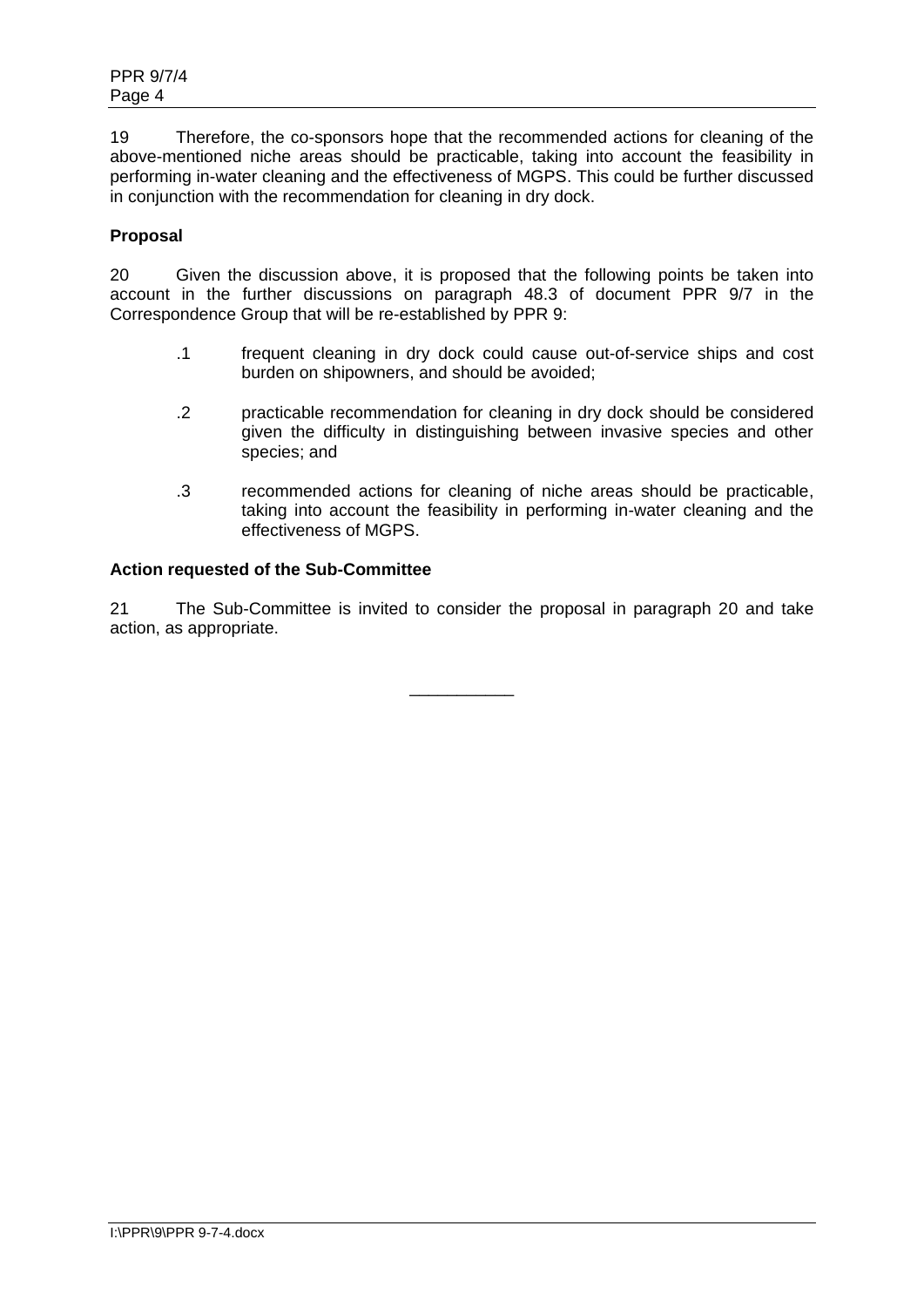19 Therefore, the co-sponsors hope that the recommended actions for cleaning of the above-mentioned niche areas should be practicable, taking into account the feasibility in performing in-water cleaning and the effectiveness of MGPS. This could be further discussed in conjunction with the recommendation for cleaning in dry dock.

**Proposal**

20 Given the discussion above, it is proposed that the following points be taken into account in the further discussions on paragraph 48.3 of document PPR 9/7 in the Correspondence Group that will be re-established by PPR 9:

.1 frequent cleaning in dry dock could cause out-of-service ships and cost burden on shipowners, and should be avoided;

.2 practicable recommendation for cleaning in dry dock should be considered given the difficulty in distinguishing between invasive species and other species; and

.3 recommended actions for cleaning of niche areas should be practicable, taking into account the feasibility in performing in-water cleaning and the effectiveness of MGPS.

**Action requested of the Sub-Committee**

21 The Sub-Committee is invited to consider the proposal in paragraph 20 and take action, as appropriate.

___________